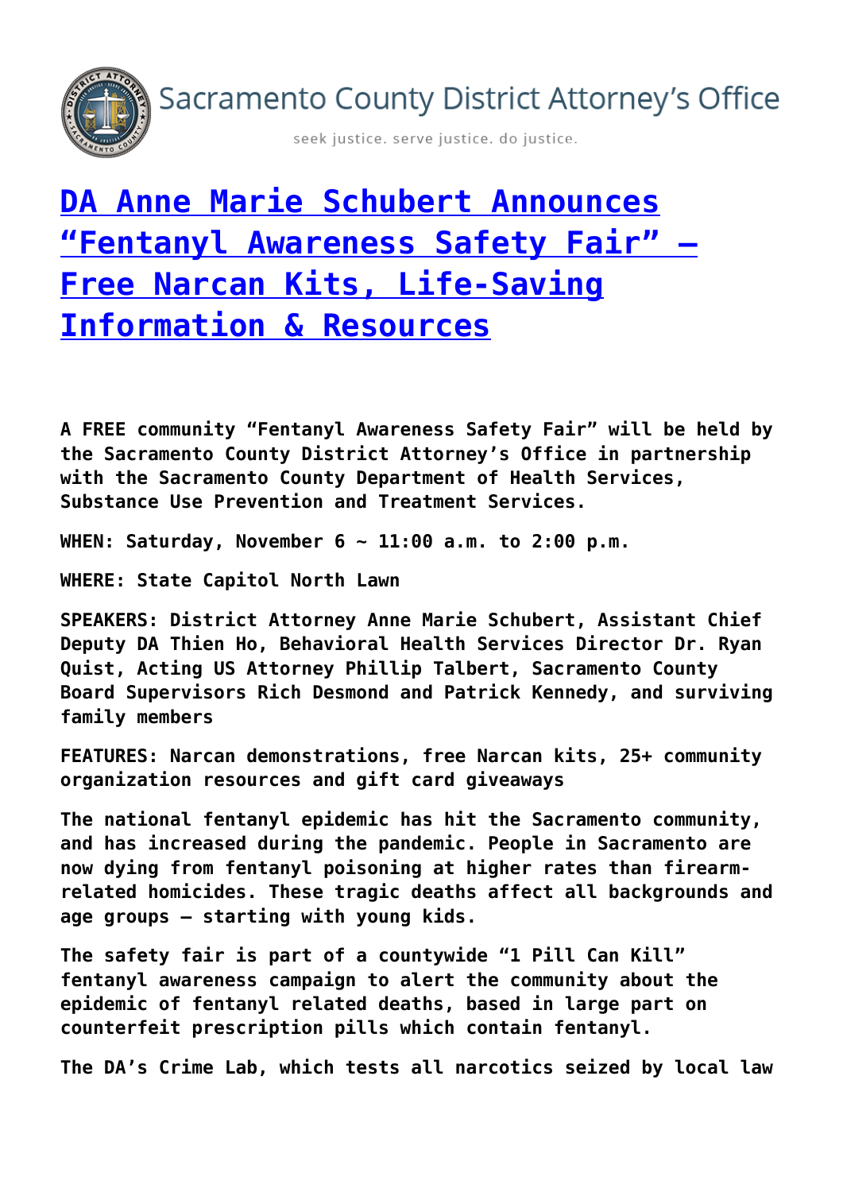Sacramento County District Attorney's Office

seek justice. serve justice. do justice.

# DA Anne Marie Schubert Announces "Fentanyl Awareness Safety Fair" – Free Narcan Kits, Life-Saving Information & Resources

**A FREE community "Fentanyl Awareness Safety Fair" will be held by the Sacramento County District Attorney's Office in partnership with the Sacramento County Department of Health Services, Substance Use Prevention and Treatment Services.**

**WHEN: Saturday, November 6 ~ 11:00 a.m. to 2:00 p.m.**

**WHERE: State Capitol North Lawn**

**SPEAKERS: District Attorney Anne Marie Schubert, Assistant Chief Deputy DA Thien Ho, Behavioral Health Services Director Dr. Ryan Quist, Acting US Attorney Phillip Talbert, Sacramento County Board Supervisors Rich Desmond and Patrick Kennedy, and surviving family members**

**FEATURES: Narcan demonstrations, free Narcan kits, 25+ community organization resources and gift card giveaways**

**The national fentanyl epidemic has hit the Sacramento community, and has increased during the pandemic. People in Sacramento are now dying from fentanyl poisoning at higher rates than firearm-related homicides. These tragic deaths affect all backgrounds and age groups – starting with young kids.**

**The safety fair is part of a countywide "1 Pill Can Kill" fentanyl awareness campaign to alert the community about the epidemic of fentanyl related deaths, based in large part on counterfeit prescription pills which contain fentanyl.**

**The DA's Crime Lab, which tests all narcotics seized by local law**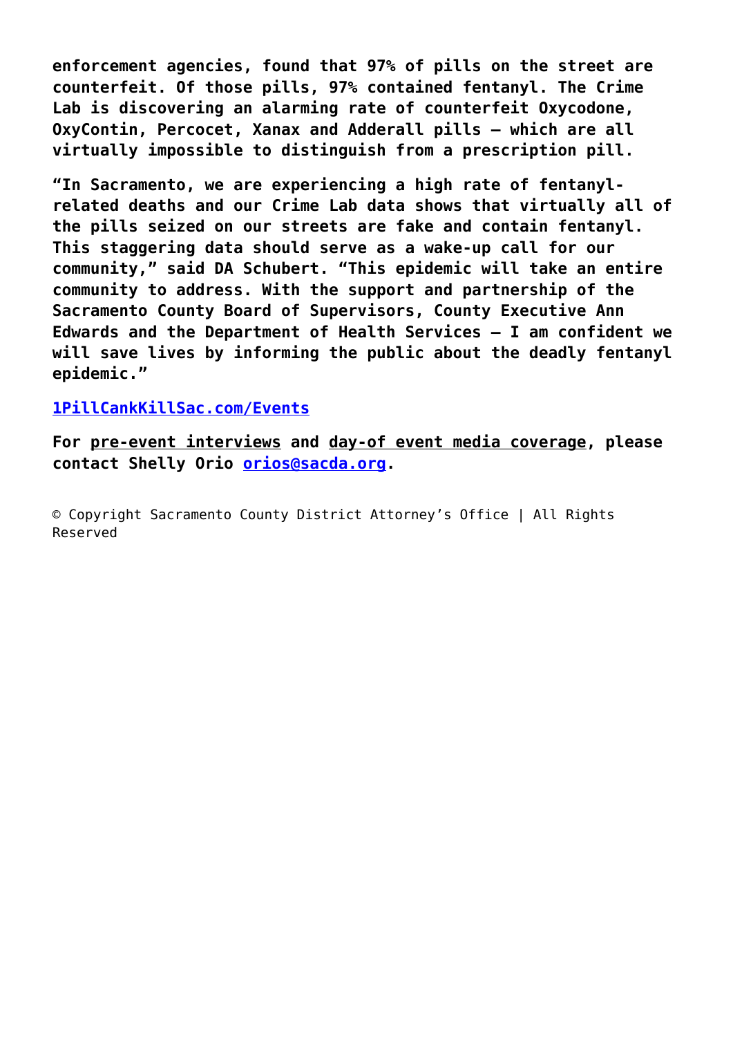**enforcement agencies, found that 97% of pills on the street are counterfeit. Of those pills, 97% contained fentanyl. The Crime Lab is discovering an alarming rate of counterfeit Oxycodone, OxyContin, Percocet, Xanax and Adderall pills – which are all virtually impossible to distinguish from a prescription pill.**

**"In Sacramento, we are experiencing a high rate of fentanyl-related deaths and our Crime Lab data shows that virtually all of the pills seized on our streets are fake and contain fentanyl. This staggering data should serve as a wake-up call for our community," said DA Schubert. "This epidemic will take an entire community to address. With the support and partnership of the Sacramento County Board of Supervisors, County Executive Ann Edwards and the Department of Health Services – I am confident we will save lives by informing the public about the deadly fentanyl epidemic."**

**[1PillCankKillSac.com/Events](1PillCankKillSac.com/Events)**

**For pre-event interviews and day-of event media coverage, please contact Shelly Orio [orios@sacda.org](mailto:orios@sacda.org).**

© Copyright Sacramento County District Attorney's Office | All Rights Reserved